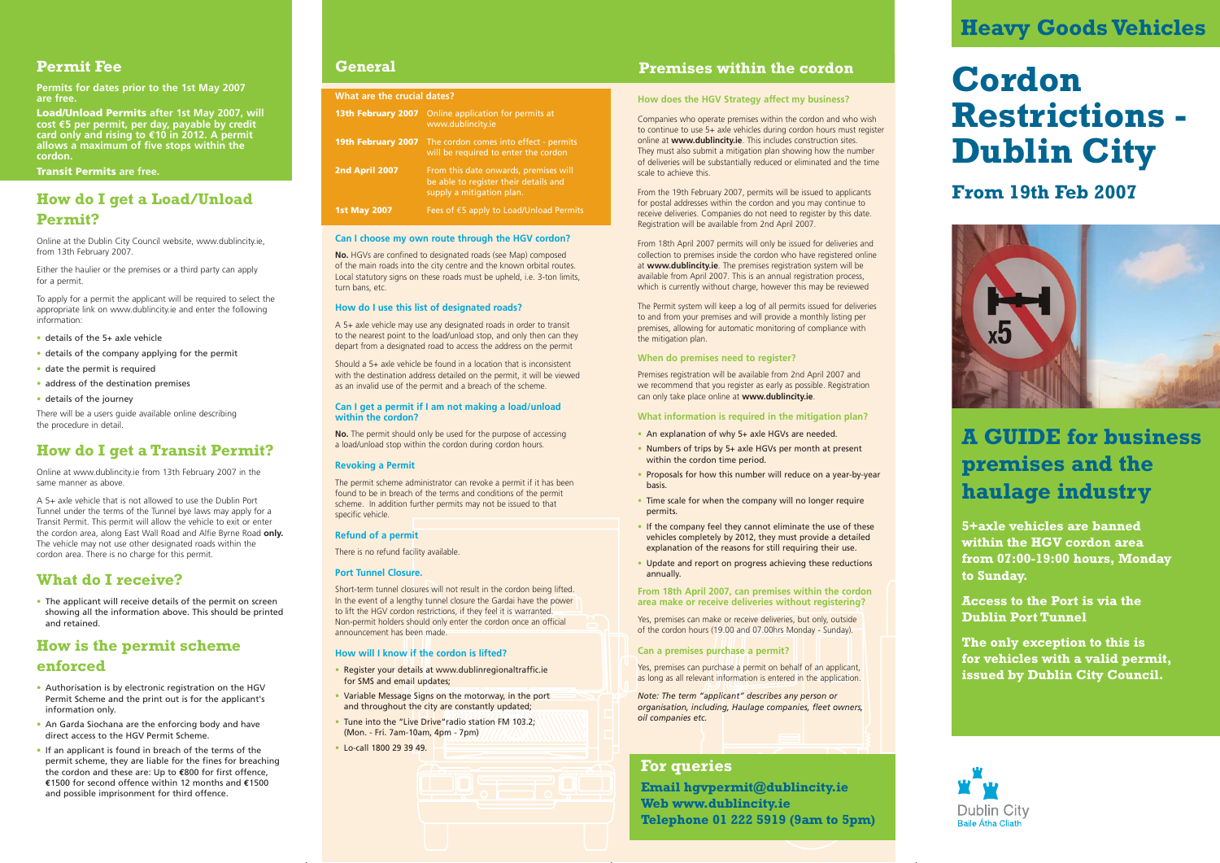## Permit Fee

**Permits for dates prior to the 1st May 2007 are free.**

**Load/Unload Permits after 1st May 2007, will cost €5 per permit, per day, payable by credit card only and rising to €10 in 2012. A permit allows a maximum of five stops within the cordon.**

**Transit Permits are free.**

## How do I get a Load/Unload Permit?

Online at the Dublin City Council website, www.dublincity.ie, from 13th February 2007.

Either the haulier or the premises or a third party can apply for a permit.

To apply for a permit the applicant will be required to select the appropriate link on www.dublincity.ie and enter the following information:

- details of the 5+ axle vehicle
- details of the company applying for the permit
- date the permit is required
- address of the destination premises
- details of the journey

There will be a users guide available online describing the procedure in detail.

## How do I get a Transit Permit?

Online at www.dublincity.ie from 13th February 2007 in the same manner as above.

A 5+ axle vehicle that is not allowed to use the Dublin Port Tunnel under the terms of the Tunnel bye laws may apply for a Transit Permit. This permit will allow the vehicle to exit or enter the cordon area, along East Wall Road and Alfie Byrne Road **only.** The vehicle may not use other designated roads within the cordon area. There is no charge for this permit.

## What do I receive?

- The applicant will receive details of the permit on screen showing all the information above. This should be printed and retained.

## How is the permit scheme enforced

- Authorisation is by electronic registration on the HGV Permit Scheme and the print out is for the applicant's information only.
- An Garda Siochana are the enforcing body and have direct access to the HGV Permit Scheme.
- If an applicant is found in breach of the terms of the permit scheme, they are liable for the fines for breaching the cordon and these are: Up to €800 for first offence, €1500 for second offence within 12 months and €1500 and possible imprisonment for third offence.

## General

| What are the crucial dates? | |
|---|---|
| **13th February 2007** | Online application for permits at www.dublincity.ie |
| **19th February 2007** | The cordon comes into effect - permits will be required to enter the cordon |
| **2nd April 2007** | From this date onwards, premises will be able to register their details and supply a mitigation plan. |
| **1st May 2007** | Fees of €5 apply to Load/Unload Permits |

### Can I choose my own route through the HGV cordon?

**No.** HGVs are confined to designated roads (see Map) composed of the main roads into the city centre and the known orbital routes. Local statutory signs on these roads must be upheld, i.e. 3-ton limits, turn bans, etc.

### How do I use this list of designated roads?

A 5+ axle vehicle may use any designated roads in order to transit to the nearest point to the load/unload stop, and only then can they depart from a designated road to access the address on the permit

Should a 5+ axle vehicle be found in a location that is inconsistent with the destination address detailed on the permit, it will be viewed as an invalid use of the permit and a breach of the scheme.

### Can I get a permit if I am not making a load/unload within the cordon?

**No.** The permit should only be used for the purpose of accessing a load/unload stop within the cordon during cordon hours.

### Revoking a Permit

The permit scheme administrator can revoke a permit if it has been found to be in breach of the terms and conditions of the permit scheme. In addition further permits may not be issued to that specific vehicle.

### Refund of a permit

There is no refund facility available.

### Port Tunnel Closure.

Short-term tunnel closures will not result in the cordon being lifted. In the event of a lengthy tunnel closure the Gardai have the power to lift the HGV cordon restrictions, if they feel it is warranted. Non-permit holders should only enter the cordon once an official announcement has been made.

### How will I know if the cordon is lifted?

- Register your details at www.dublinregionaltraffic.ie for SMS and email updates;
- Variable Message Signs on the motorway, in the port and throughout the city are constantly updated;
- Tune into the "Live Drive"radio station FM 103.2; (Mon. - Fri. 7am-10am, 4pm - 7pm)
- Lo-call 1800 29 39 49.

## Premises within the cordon

### How does the HGV Strategy affect my business?

Companies who operate premises within the cordon and who wish to continue to use 5+ axle vehicles during cordon hours must register online at **www.dublincity.ie**. This includes construction sites. They must also submit a mitigation plan showing how the number of deliveries will be substantially reduced or eliminated and the time scale to achieve this.

From the 19th February 2007, permits will be issued to applicants for postal addresses within the cordon and you may continue to receive deliveries. Companies do not need to register by this date. Registration will be available from 2nd April 2007.

From 18th April 2007 permits will only be issued for deliveries and collection to premises inside the cordon who have registered online at **www.dublincity.ie**. The premises registration system will be available from April 2007. This is an annual registration process, which is currently without charge, however this may be reviewed

The Permit system will keep a log of all permits issued for deliveries to and from your premises and will provide a monthly listing per premises, allowing for automatic monitoring of compliance with the mitigation plan.

### When do premises need to register?

Premises registration will be available from 2nd April 2007 and we recommend that you register as early as possible. Registration can only take place online at **www.dublincity.ie**.

### What information is required in the mitigation plan?

- An explanation of why 5+ axle HGVs are needed.
- Numbers of trips by 5+ axle HGVs per month at present within the cordon time period.
- Proposals for how this number will reduce on a year-by-year basis.
- Time scale for when the company will no longer require permits.
- If the company feel they cannot eliminate the use of these vehicles completely by 2012, they must provide a detailed explanation of the reasons for still requiring their use.
- Update and report on progress achieving these reductions annually.

### From 18th April 2007, can premises within the cordon area make or receive deliveries without registering?

Yes, premises can make or receive deliveries, but only, outside of the cordon hours (19.00 and 07.00hrs Monday - Sunday).

### Can a premises purchase a permit?

Yes, premises can purchase a permit on behalf of an applicant, as long as all relevant information is entered in the application.

*Note: The term "applicant" describes any person or organisation, including, Haulage companies, fleet owners, oil companies etc.*

## For queries

**Email hgvpermit@dublincity.ie**
**Web www.dublincity.ie**
**Telephone 01 222 5919 (9am to 5pm)**

## Heavy Goods Vehicles

# Cordon Restrictions - Dublin City

## From 19th Feb 2007

## A GUIDE for business premises and the haulage industry

**5+axle vehicles are banned within the HGV cordon area from 07:00-19:00 hours, Monday to Sunday.**

**Access to the Port is via the Dublin Port Tunnel**

**The only exception to this is for vehicles with a valid permit, issued by Dublin City Council.**

Dublin City
Baile Átha Cliath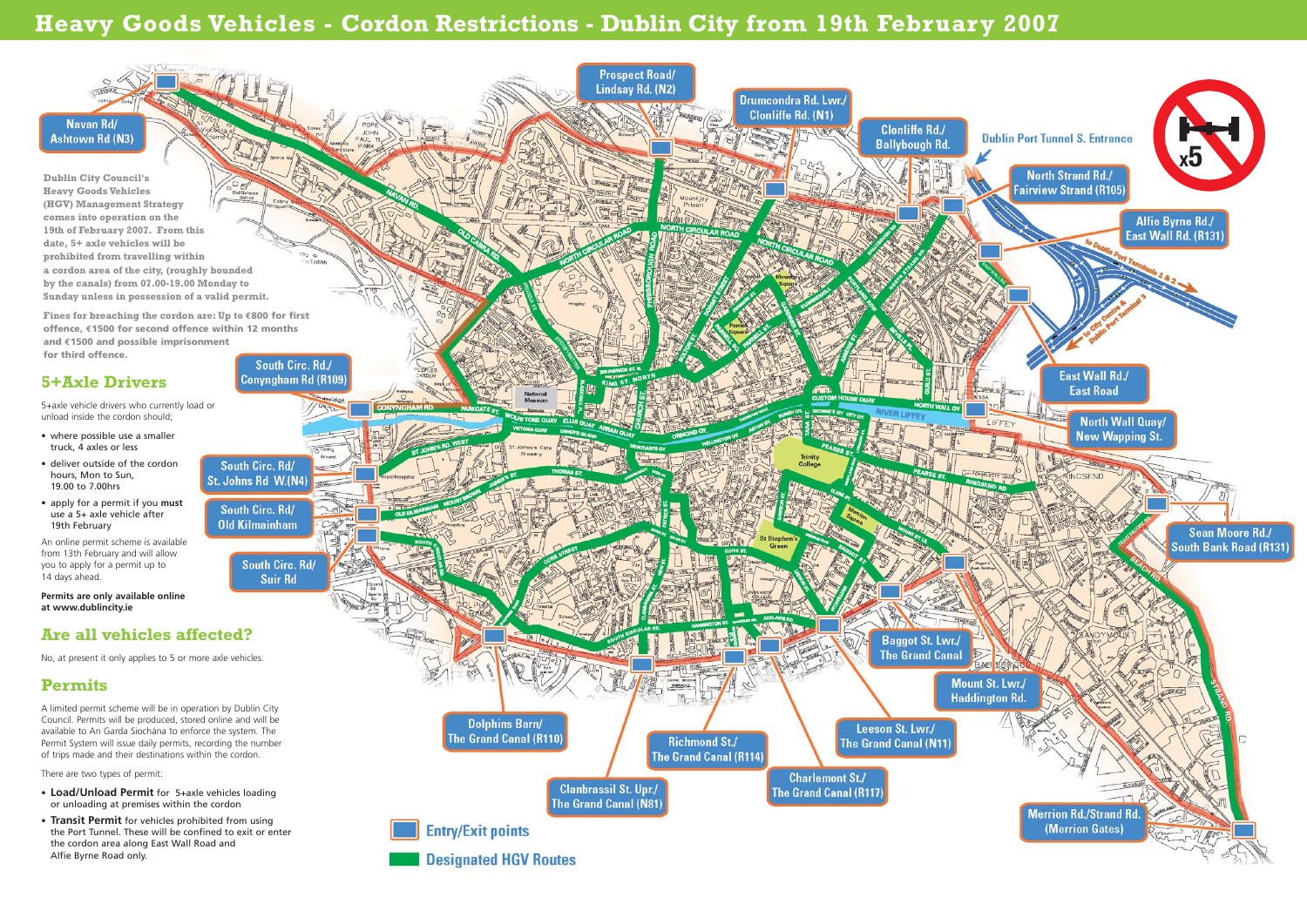# Heavy Goods Vehicles - Cordon Restrictions - Dublin City from 19th February 2007

**Dublin City Council's Heavy Goods Vehicles (HGV) Management Strategy comes into operation on the 19th of February 2007. From this date, 5+ axle vehicles will be prohibited from travelling within a cordon area of the city, (roughly bounded by the canals) from 07.00-19.00 Monday to Sunday unless in possession of a valid permit.**

**Fines for breaching the cordon are: Up to €800 for first offence, €1500 for second offence within 12 months and €1500 and possible imprisonment for third offence.**

## 5+Axle Drivers

5+axle vehicle drivers who currently load or unload inside the cordon should;

- where possible use a smaller truck, 4 axles or less
- deliver outside of the cordon hours, Mon to Sun, 19.00 to 7.00hrs
- apply for a permit if you **must** use a 5+ axle vehicle after 19th February

An online permit scheme is available from 13th February and will allow you to apply for a permit up to 14 days ahead.

**Permits are only available online at www.dublincity.ie**

## Are all vehicles affected?

No, at present it only applies to 5 or more axle vehicles.

## Permits

A limited permit scheme will be in operation by Dublin City Council. Permits will be produced, stored online and will be available to An Garda Síochána to enforce the system. The Permit System will issue daily permits, recording the number of trips made and their destinations within the cordon.

There are two types of permit:

- **Load/Unload Permit** for 5+axle vehicles loading or unloading at premises within the cordon
- **Transit Permit** for vehicles prohibited from using the Port Tunnel. These will be confined to exit or enter the cordon area along East Wall Road and Alfie Byrne Road only.

Navan Rd/ Ashtown Rd (N3)

Prospect Road/ Lindsay Rd. (N2)

Drumcondra Rd. Lwr./ Clonliffe Rd. (N1)

Clonliffe Rd./ Ballybough Rd.

Dublin Port Tunnel S. Entrance

North Strand Rd./ Fairview Strand (R105)

Alfie Byrne Rd./ East Wall Rd. (R131)

East Wall Rd./ East Road

North Wall Quay/ New Wapping St.

Sean Moore Rd./ South Bank Road (R131)

Merrion Rd./Strand Rd. (Merrion Gates)

Mount St. Lwr./ Haddington Rd.

Baggot St. Lwr./ The Grand Canal

Leeson St. Lwr./ The Grand Canal (N11)

Charlemont St./ The Grand Canal (R117)

Richmond St./ The Grand Canal (R114)

Clanbrassil St. Upr./ The Grand Canal (N81)

Dolphins Barn/ The Grand Canal (R110)

South Circ. Rd./ Suir Rd

South Circ. Rd./ Old Kilmainham

South Circ. Rd./ St. Johns Rd W.(N4)

South Circ. Rd./ Conyngham Rd (R109)

to Dublin Port Terminals 1 & 2

to City Centre & Dublin Port Terminal 3

x5

Entry/Exit points

Designated HGV Routes